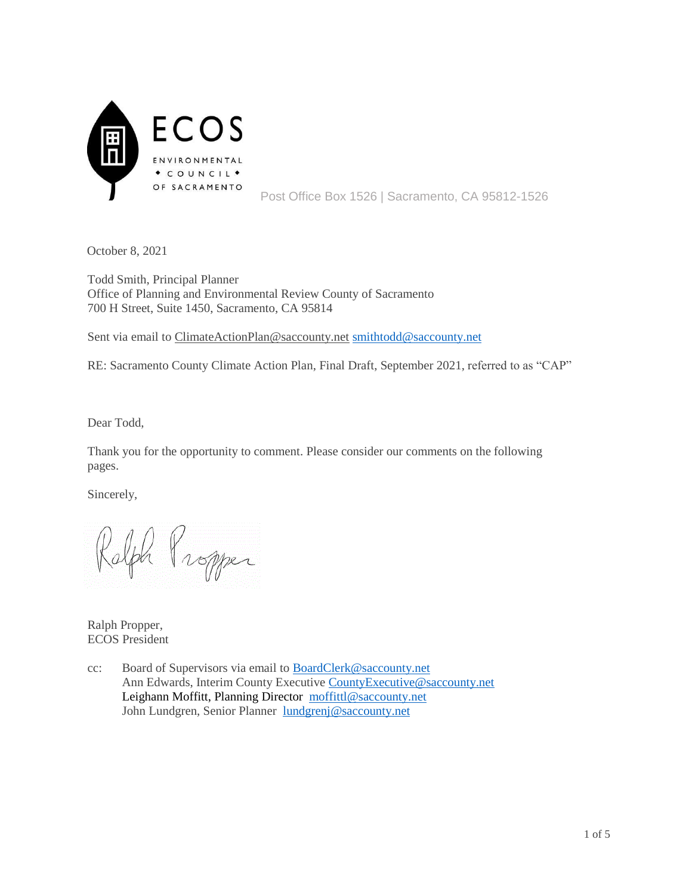ECOS

ENVIRONMENTAL
◆ COUNCIL ◆
OF SACRAMENTO

Post Office Box 1526 | Sacramento, CA 95812-1526

October 8, 2021

Todd Smith, Principal Planner
Office of Planning and Environmental Review County of Sacramento
700 H Street, Suite 1450, Sacramento, CA 95814

Sent via email to ClimateActionPlan@saccounty.net smithtodd@saccounty.net

RE: Sacramento County Climate Action Plan, Final Draft, September 2021, referred to as "CAP"

Dear Todd,

Thank you for the opportunity to comment. Please consider our comments on the following pages.

Sincerely,

Ralph Propper,
ECOS President

cc: Board of Supervisors via email to BoardClerk@saccounty.net
Ann Edwards, Interim County Executive CountyExecutive@saccounty.net
Leighann Moffitt, Planning Director moffittl@saccounty.net
John Lundgren, Senior Planner lundgrenj@saccounty.net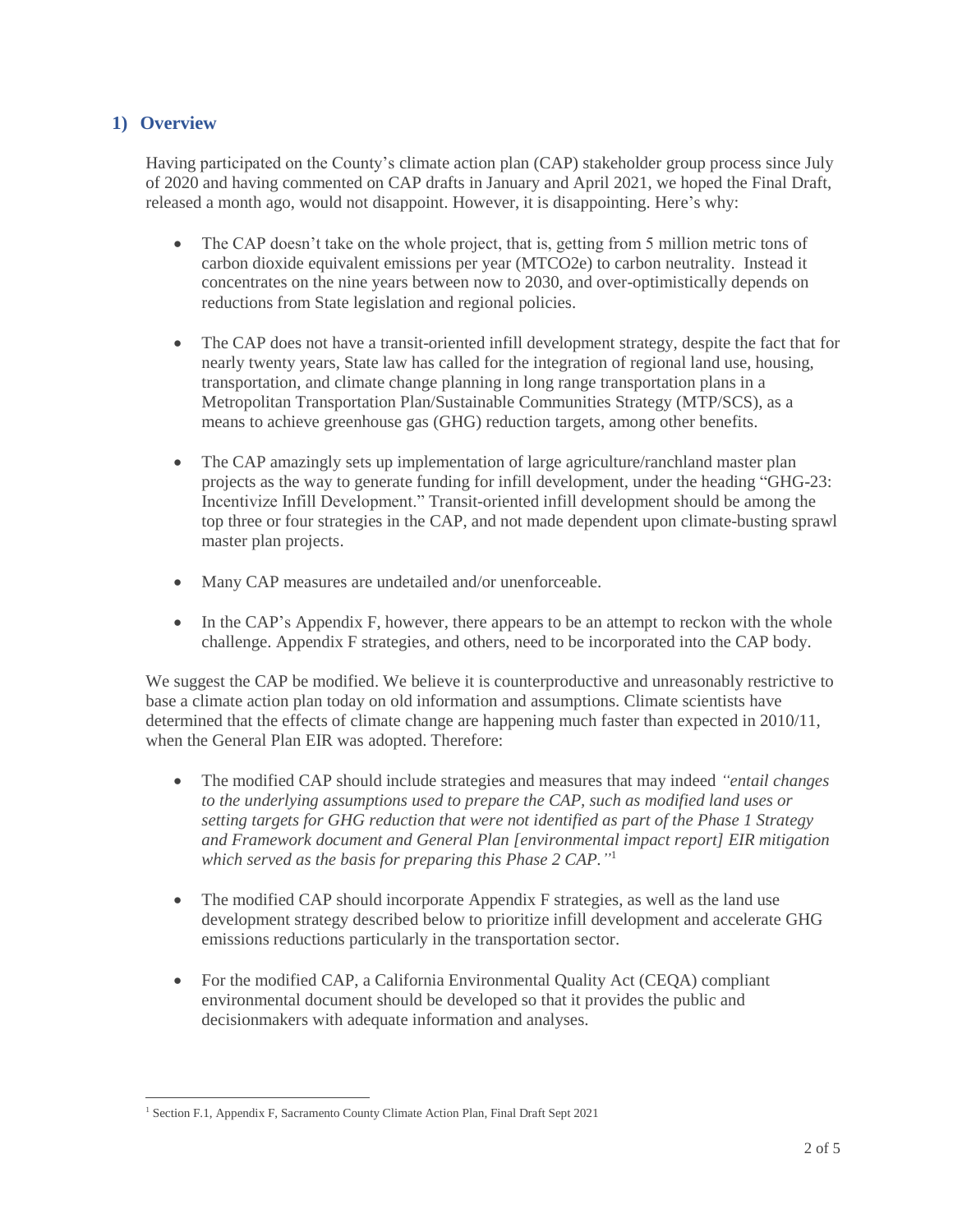## 1) Overview

Having participated on the County's climate action plan (CAP) stakeholder group process since July of 2020 and having commented on CAP drafts in January and April 2021, we hoped the Final Draft, released a month ago, would not disappoint. However, it is disappointing. Here's why:

- The CAP doesn't take on the whole project, that is, getting from 5 million metric tons of carbon dioxide equivalent emissions per year (MTCO2e) to carbon neutrality. Instead it concentrates on the nine years between now to 2030, and over-optimistically depends on reductions from State legislation and regional policies.

- The CAP does not have a transit-oriented infill development strategy, despite the fact that for nearly twenty years, State law has called for the integration of regional land use, housing, transportation, and climate change planning in long range transportation plans in a Metropolitan Transportation Plan/Sustainable Communities Strategy (MTP/SCS), as a means to achieve greenhouse gas (GHG) reduction targets, among other benefits.

- The CAP amazingly sets up implementation of large agriculture/ranchland master plan projects as the way to generate funding for infill development, under the heading "GHG-23: Incentivize Infill Development." Transit-oriented infill development should be among the top three or four strategies in the CAP, and not made dependent upon climate-busting sprawl master plan projects.

- Many CAP measures are undetailed and/or unenforceable.

- In the CAP's Appendix F, however, there appears to be an attempt to reckon with the whole challenge. Appendix F strategies, and others, need to be incorporated into the CAP body.

We suggest the CAP be modified. We believe it is counterproductive and unreasonably restrictive to base a climate action plan today on old information and assumptions. Climate scientists have determined that the effects of climate change are happening much faster than expected in 2010/11, when the General Plan EIR was adopted. Therefore:

- The modified CAP should include strategies and measures that may indeed *"entail changes to the underlying assumptions used to prepare the CAP, such as modified land uses or setting targets for GHG reduction that were not identified as part of the Phase 1 Strategy and Framework document and General Plan [environmental impact report] EIR mitigation which served as the basis for preparing this Phase 2 CAP."*[1]

- The modified CAP should incorporate Appendix F strategies, as well as the land use development strategy described below to prioritize infill development and accelerate GHG emissions reductions particularly in the transportation sector.

- For the modified CAP, a California Environmental Quality Act (CEQA) compliant environmental document should be developed so that it provides the public and decisionmakers with adequate information and analyses.

[1] Section F.1, Appendix F, Sacramento County Climate Action Plan, Final Draft Sept 2021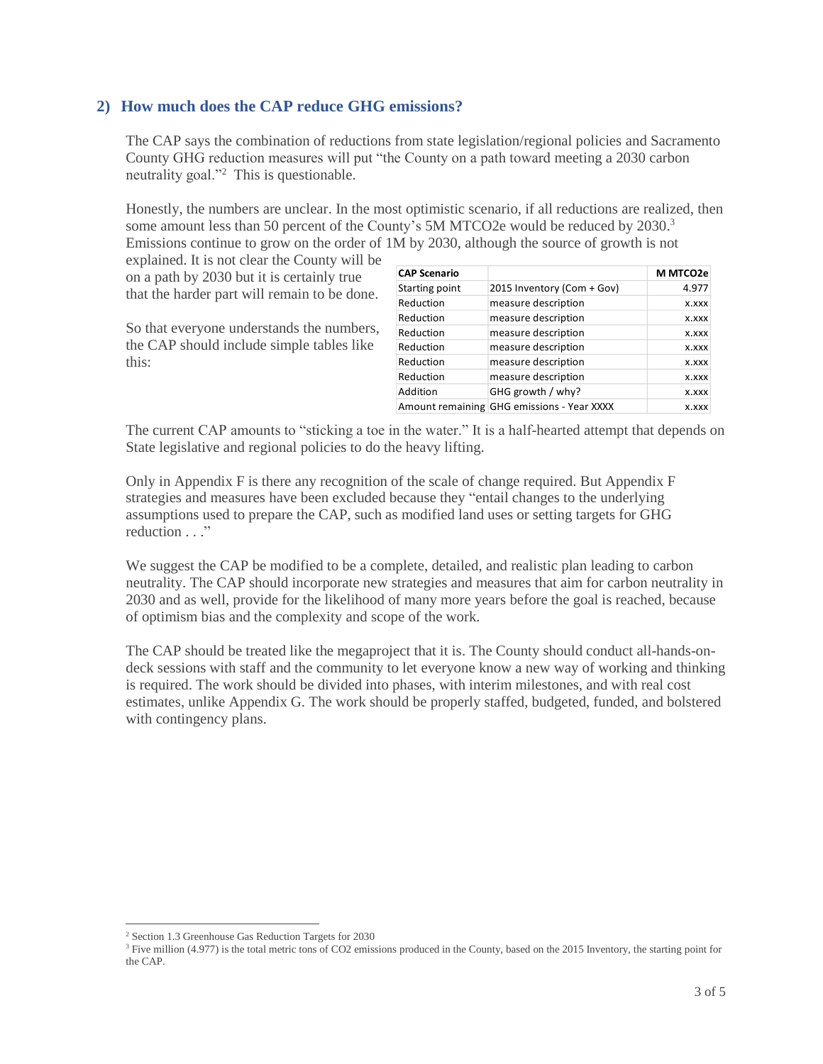## 2) How much does the CAP reduce GHG emissions?

The CAP says the combination of reductions from state legislation/regional policies and Sacramento County GHG reduction measures will put "the County on a path toward meeting a 2030 carbon neutrality goal."[2] This is questionable.

Honestly, the numbers are unclear. In the most optimistic scenario, if all reductions are realized, then some amount less than 50 percent of the County's 5M MTCO2e would be reduced by 2030.[3] Emissions continue to grow on the order of 1M by 2030, although the source of growth is not explained. It is not clear the County will be on a path by 2030 but it is certainly true that the harder part will remain to be done.

So that everyone understands the numbers, the CAP should include simple tables like this:

| CAP Scenario | | M MTCO2e |
|---|---|---|
| Starting point | 2015 Inventory (Com + Gov) | 4.977 |
| Reduction | measure description | x.xxx |
| Reduction | measure description | x.xxx |
| Reduction | measure description | x.xxx |
| Reduction | measure description | x.xxx |
| Reduction | measure description | x.xxx |
| Reduction | measure description | x.xxx |
| Addition | GHG growth / why? | x.xxx |
| Amount remaining | GHG emissions - Year XXXX | x.xxx |

The current CAP amounts to "sticking a toe in the water." It is a half-hearted attempt that depends on State legislative and regional policies to do the heavy lifting.

Only in Appendix F is there any recognition of the scale of change required. But Appendix F strategies and measures have been excluded because they "entail changes to the underlying assumptions used to prepare the CAP, such as modified land uses or setting targets for GHG reduction . . ."

We suggest the CAP be modified to be a complete, detailed, and realistic plan leading to carbon neutrality. The CAP should incorporate new strategies and measures that aim for carbon neutrality in 2030 and as well, provide for the likelihood of many more years before the goal is reached, because of optimism bias and the complexity and scope of the work.

The CAP should be treated like the megaproject that it is. The County should conduct all-hands-on-deck sessions with staff and the community to let everyone know a new way of working and thinking is required. The work should be divided into phases, with interim milestones, and with real cost estimates, unlike Appendix G. The work should be properly staffed, budgeted, funded, and bolstered with contingency plans.

---

[2] Section 1.3 Greenhouse Gas Reduction Targets for 2030

[3] Five million (4.977) is the total metric tons of CO2 emissions produced in the County, based on the 2015 Inventory, the starting point for the CAP.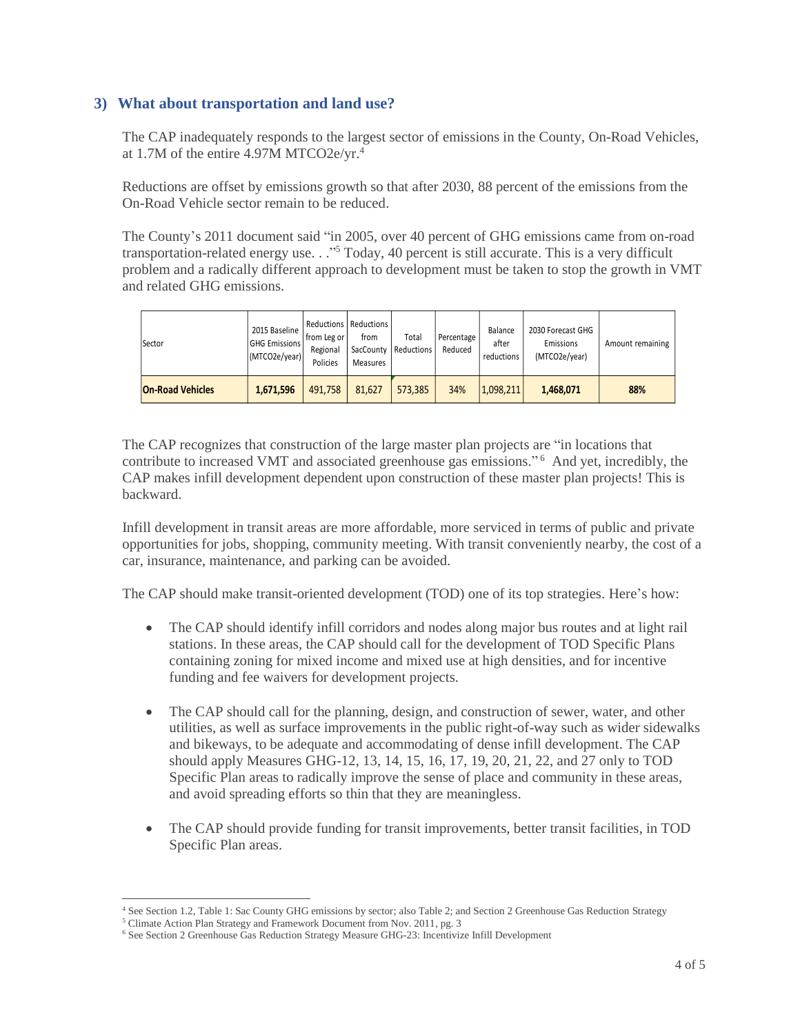### 3) What about transportation and land use?

The CAP inadequately responds to the largest sector of emissions in the County, On-Road Vehicles, at 1.7M of the entire 4.97M MTCO2e/yr.[4]

Reductions are offset by emissions growth so that after 2030, 88 percent of the emissions from the On-Road Vehicle sector remain to be reduced.

The County's 2011 document said "in 2005, over 40 percent of GHG emissions came from on-road transportation-related energy use. . ."[5] Today, 40 percent is still accurate. This is a very difficult problem and a radically different approach to development must be taken to stop the growth in VMT and related GHG emissions.

| Sector | 2015 Baseline GHG Emissions (MTCO2e/year) | Reductions from Leg or Regional Policies | Reductions from SacCounty Measures | Total Reductions | Percentage Reduced | Balance after reductions | 2030 Forecast GHG Emissions (MTCO2e/year) | Amount remaining |
|---|---|---|---|---|---|---|---|---|
| **On-Road Vehicles** | **1,671,596** | 491,758 | 81,627 | 573,385 | 34% | 1,098,211 | **1,468,071** | **88%** |

The CAP recognizes that construction of the large master plan projects are "in locations that contribute to increased VMT and associated greenhouse gas emissions."[6] And yet, incredibly, the CAP makes infill development dependent upon construction of these master plan projects! This is backward.

Infill development in transit areas are more affordable, more serviced in terms of public and private opportunities for jobs, shopping, community meeting. With transit conveniently nearby, the cost of a car, insurance, maintenance, and parking can be avoided.

The CAP should make transit-oriented development (TOD) one of its top strategies. Here's how:

- The CAP should identify infill corridors and nodes along major bus routes and at light rail stations. In these areas, the CAP should call for the development of TOD Specific Plans containing zoning for mixed income and mixed use at high densities, and for incentive funding and fee waivers for development projects.

- The CAP should call for the planning, design, and construction of sewer, water, and other utilities, as well as surface improvements in the public right-of-way such as wider sidewalks and bikeways, to be adequate and accommodating of dense infill development. The CAP should apply Measures GHG-12, 13, 14, 15, 16, 17, 19, 20, 21, 22, and 27 only to TOD Specific Plan areas to radically improve the sense of place and community in these areas, and avoid spreading efforts so thin that they are meaningless.

- The CAP should provide funding for transit improvements, better transit facilities, in TOD Specific Plan areas.

---

[4] See Section 1.2, Table 1: Sac County GHG emissions by sector; also Table 2; and Section 2 Greenhouse Gas Reduction Strategy

[5] Climate Action Plan Strategy and Framework Document from Nov. 2011, pg. 3

[6] See Section 2 Greenhouse Gas Reduction Strategy Measure GHG-23: Incentivize Infill Development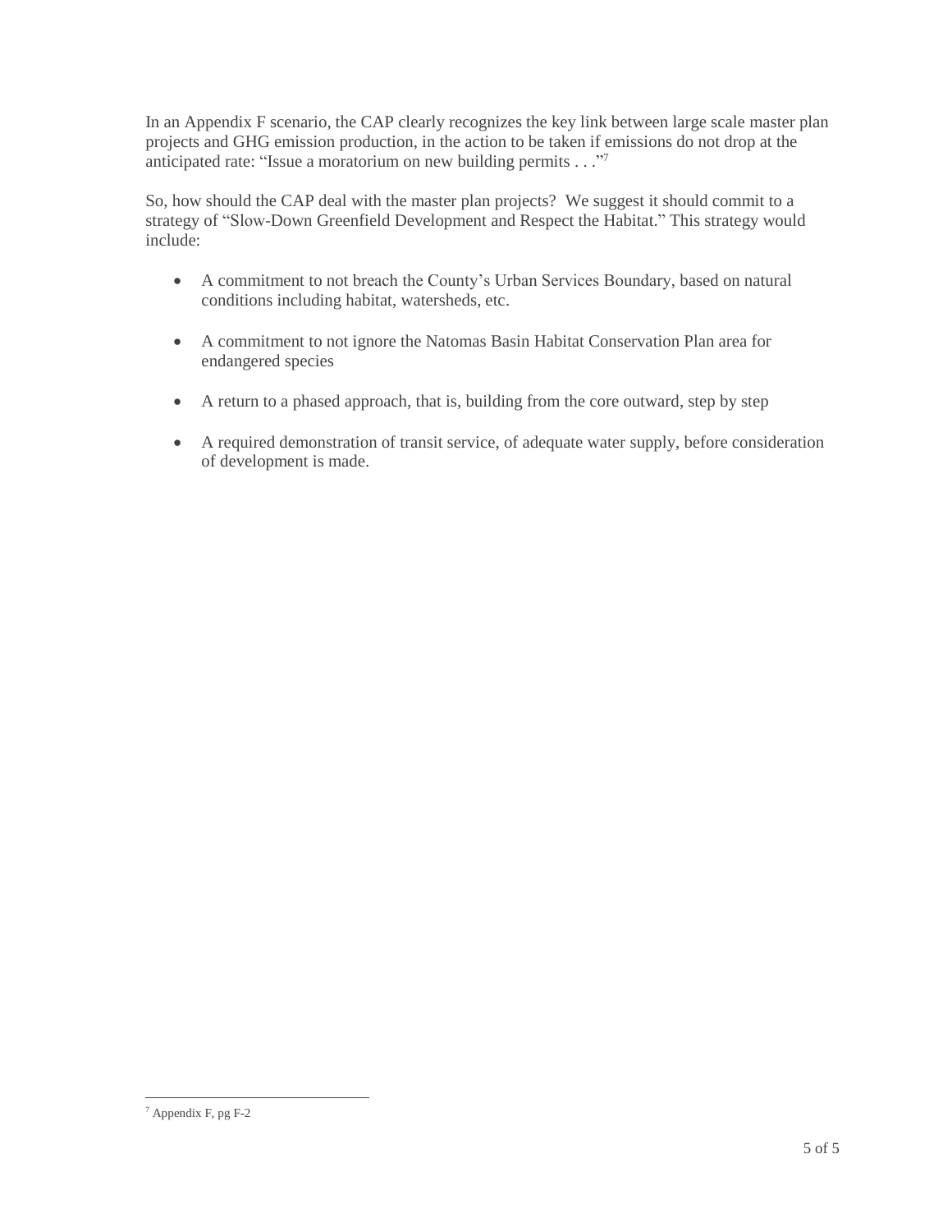In an Appendix F scenario, the CAP clearly recognizes the key link between large scale master plan projects and GHG emission production, in the action to be taken if emissions do not drop at the anticipated rate: "Issue a moratorium on new building permits . . ."[7]

So, how should the CAP deal with the master plan projects? We suggest it should commit to a strategy of "Slow-Down Greenfield Development and Respect the Habitat." This strategy would include:

- A commitment to not breach the County's Urban Services Boundary, based on natural conditions including habitat, watersheds, etc.
- A commitment to not ignore the Natomas Basin Habitat Conservation Plan area for endangered species
- A return to a phased approach, that is, building from the core outward, step by step
- A required demonstration of transit service, of adequate water supply, before consideration of development is made.

---

[7] Appendix F, pg F-2